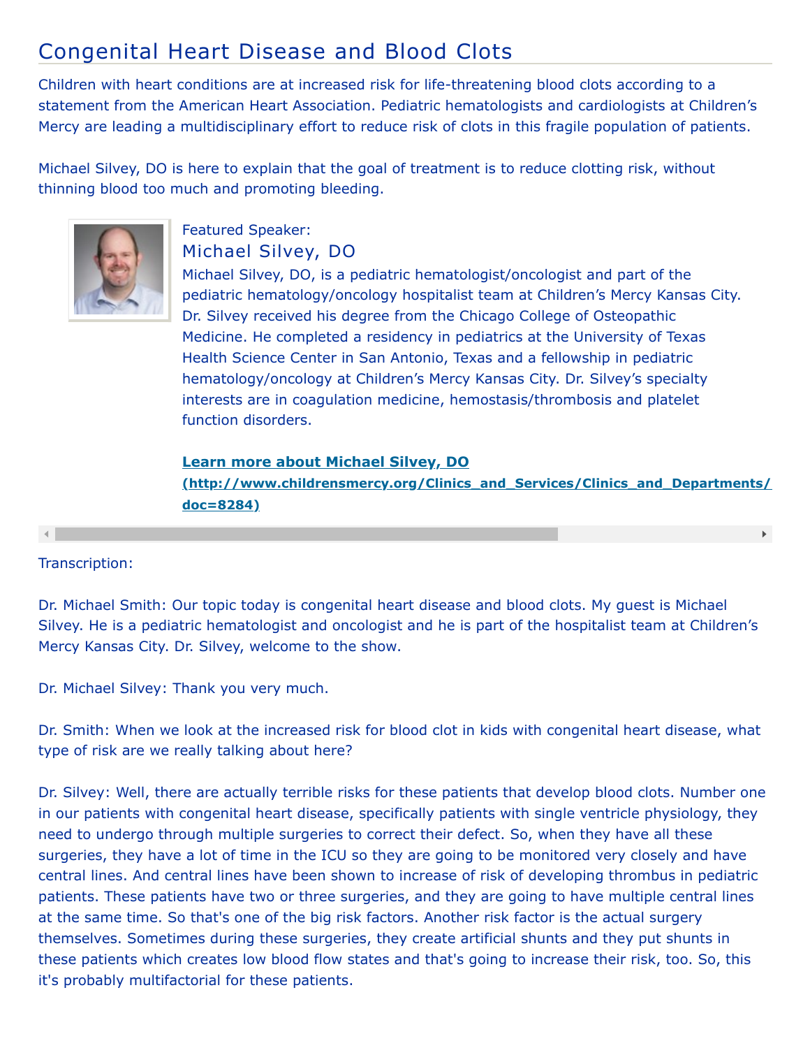# Congenital Heart Disease and Blood Clots

Children with heart conditions are at increased risk for life-threatening blood clots according to a statement from the American Heart Association. Pediatric hematologists and cardiologists at Children's Mercy are leading a multidisciplinary effort to reduce risk of clots in this fragile population of patients.

Michael Silvey, DO is here to explain that the goal of treatment is to reduce clotting risk, without thinning blood too much and promoting bleeding.

Featured Speaker:

## Michael Silvey, DO

Michael Silvey, DO, is a pediatric hematologist/oncologist and part of the pediatric hematology/oncology hospitalist team at Children's Mercy Kansas City. Dr. Silvey received his degree from the Chicago College of Osteopathic Medicine. He completed a residency in pediatrics at the University of Texas Health Science Center in San Antonio, Texas and a fellowship in pediatric hematology/oncology at Children's Mercy Kansas City. Dr. Silvey's specialty interests are in coagulation medicine, hemostasis/thrombosis and platelet function disorders.

**[Learn more about Michael Silvey, DO (http://www.childrensmercy.org/Clinics_and_Services/Clinics_and_Departments/ doc=8284)](http://www.childrensmercy.org/Clinics_and_Services/Clinics_and_Departments/)**

Transcription:

Dr. Michael Smith: Our topic today is congenital heart disease and blood clots. My guest is Michael Silvey. He is a pediatric hematologist and oncologist and he is part of the hospitalist team at Children's Mercy Kansas City. Dr. Silvey, welcome to the show.

Dr. Michael Silvey: Thank you very much.

Dr. Smith: When we look at the increased risk for blood clot in kids with congenital heart disease, what type of risk are we really talking about here?

Dr. Silvey: Well, there are actually terrible risks for these patients that develop blood clots. Number one in our patients with congenital heart disease, specifically patients with single ventricle physiology, they need to undergo through multiple surgeries to correct their defect. So, when they have all these surgeries, they have a lot of time in the ICU so they are going to be monitored very closely and have central lines. And central lines have been shown to increase of risk of developing thrombus in pediatric patients. These patients have two or three surgeries, and they are going to have multiple central lines at the same time. So that's one of the big risk factors. Another risk factor is the actual surgery themselves. Sometimes during these surgeries, they create artificial shunts and they put shunts in these patients which creates low blood flow states and that's going to increase their risk, too. So, this it's probably multifactorial for these patients.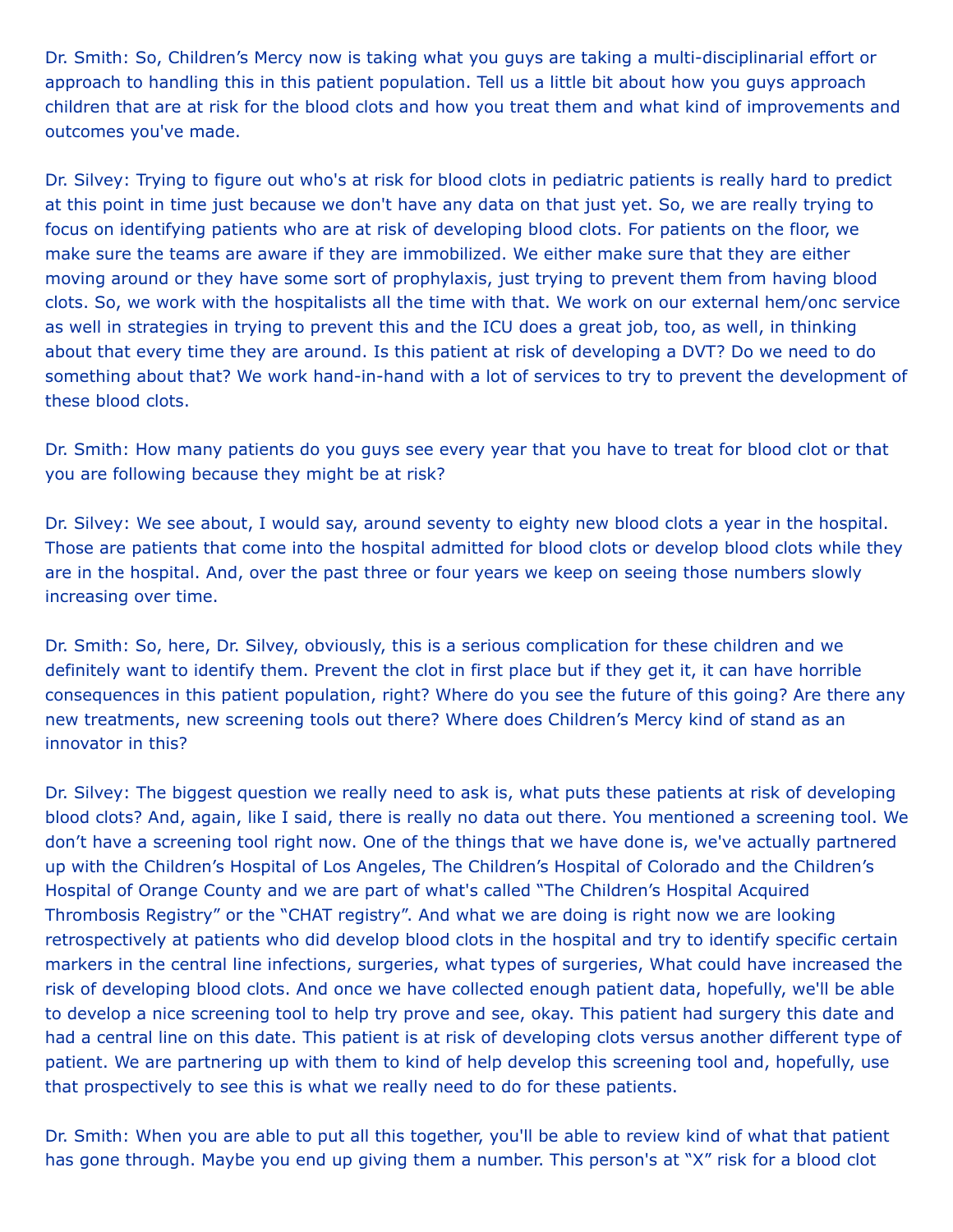Dr. Smith: So, Children's Mercy now is taking what you guys are taking a multi-disciplinarial effort or approach to handling this in this patient population. Tell us a little bit about how you guys approach children that are at risk for the blood clots and how you treat them and what kind of improvements and outcomes you've made.

Dr. Silvey: Trying to figure out who's at risk for blood clots in pediatric patients is really hard to predict at this point in time just because we don't have any data on that just yet. So, we are really trying to focus on identifying patients who are at risk of developing blood clots. For patients on the floor, we make sure the teams are aware if they are immobilized. We either make sure that they are either moving around or they have some sort of prophylaxis, just trying to prevent them from having blood clots. So, we work with the hospitalists all the time with that. We work on our external hem/onc service as well in strategies in trying to prevent this and the ICU does a great job, too, as well, in thinking about that every time they are around. Is this patient at risk of developing a DVT? Do we need to do something about that? We work hand-in-hand with a lot of services to try to prevent the development of these blood clots.

Dr. Smith: How many patients do you guys see every year that you have to treat for blood clot or that you are following because they might be at risk?

Dr. Silvey: We see about, I would say, around seventy to eighty new blood clots a year in the hospital. Those are patients that come into the hospital admitted for blood clots or develop blood clots while they are in the hospital. And, over the past three or four years we keep on seeing those numbers slowly increasing over time.

Dr. Smith: So, here, Dr. Silvey, obviously, this is a serious complication for these children and we definitely want to identify them. Prevent the clot in first place but if they get it, it can have horrible consequences in this patient population, right? Where do you see the future of this going? Are there any new treatments, new screening tools out there? Where does Children's Mercy kind of stand as an innovator in this?

Dr. Silvey: The biggest question we really need to ask is, what puts these patients at risk of developing blood clots? And, again, like I said, there is really no data out there. You mentioned a screening tool. We don't have a screening tool right now. One of the things that we have done is, we've actually partnered up with the Children's Hospital of Los Angeles, The Children's Hospital of Colorado and the Children's Hospital of Orange County and we are part of what's called "The Children's Hospital Acquired Thrombosis Registry" or the "CHAT registry". And what we are doing is right now we are looking retrospectively at patients who did develop blood clots in the hospital and try to identify specific certain markers in the central line infections, surgeries, what types of surgeries, What could have increased the risk of developing blood clots. And once we have collected enough patient data, hopefully, we'll be able to develop a nice screening tool to help try prove and see, okay. This patient had surgery this date and had a central line on this date. This patient is at risk of developing clots versus another different type of patient. We are partnering up with them to kind of help develop this screening tool and, hopefully, use that prospectively to see this is what we really need to do for these patients.

Dr. Smith: When you are able to put all this together, you'll be able to review kind of what that patient has gone through. Maybe you end up giving them a number. This person's at "X" risk for a blood clot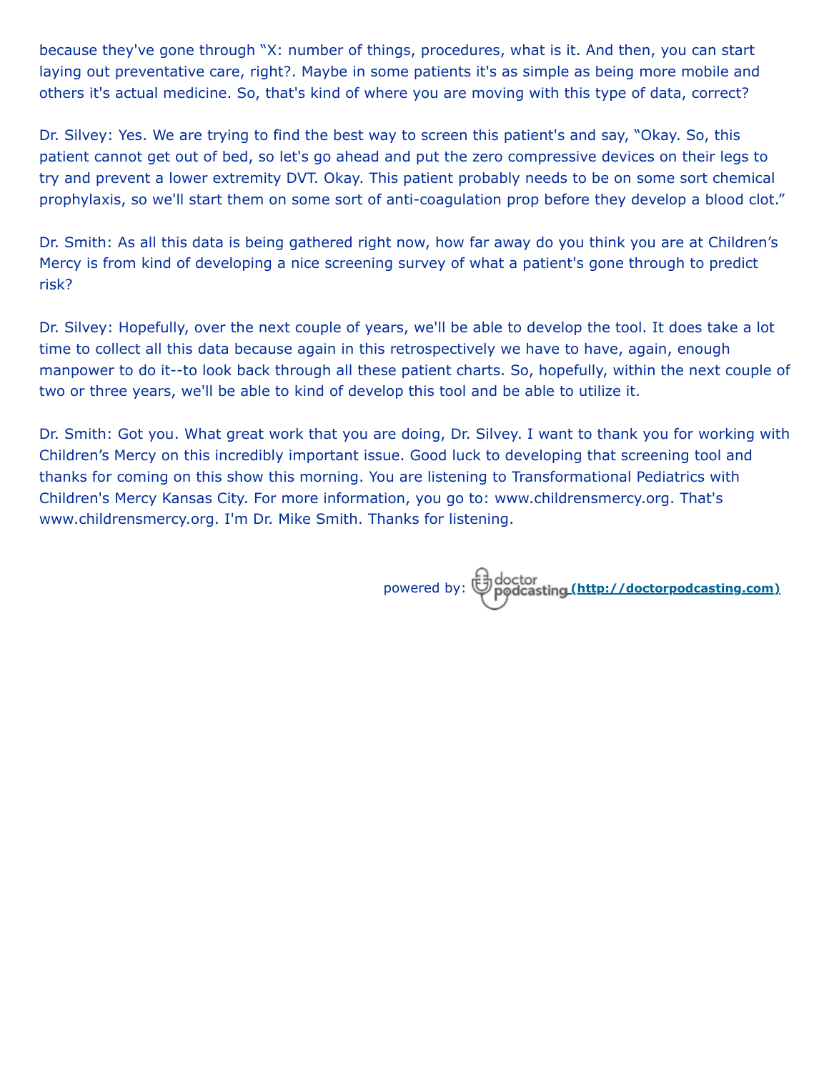because they've gone through "X: number of things, procedures, what is it. And then, you can start laying out preventative care, right?. Maybe in some patients it's as simple as being more mobile and others it's actual medicine. So, that's kind of where you are moving with this type of data, correct?

Dr. Silvey: Yes. We are trying to find the best way to screen this patient's and say, "Okay. So, this patient cannot get out of bed, so let's go ahead and put the zero compressive devices on their legs to try and prevent a lower extremity DVT. Okay. This patient probably needs to be on some sort chemical prophylaxis, so we'll start them on some sort of anti-coagulation prop before they develop a blood clot."

Dr. Smith: As all this data is being gathered right now, how far away do you think you are at Children's Mercy is from kind of developing a nice screening survey of what a patient's gone through to predict risk?

Dr. Silvey: Hopefully, over the next couple of years, we'll be able to develop the tool. It does take a lot time to collect all this data because again in this retrospectively we have to have, again, enough manpower to do it--to look back through all these patient charts. So, hopefully, within the next couple of two or three years, we'll be able to kind of develop this tool and be able to utilize it.

Dr. Smith: Got you. What great work that you are doing, Dr. Silvey. I want to thank you for working with Children's Mercy on this incredibly important issue. Good luck to developing that screening tool and thanks for coming on this show this morning. You are listening to Transformational Pediatrics with Children's Mercy Kansas City. For more information, you go to: www.childrensmercy.org. That's www.childrensmercy.org. I'm Dr. Mike Smith. Thanks for listening.

powered by: doctor podcasting (http://doctorpodcasting.com)